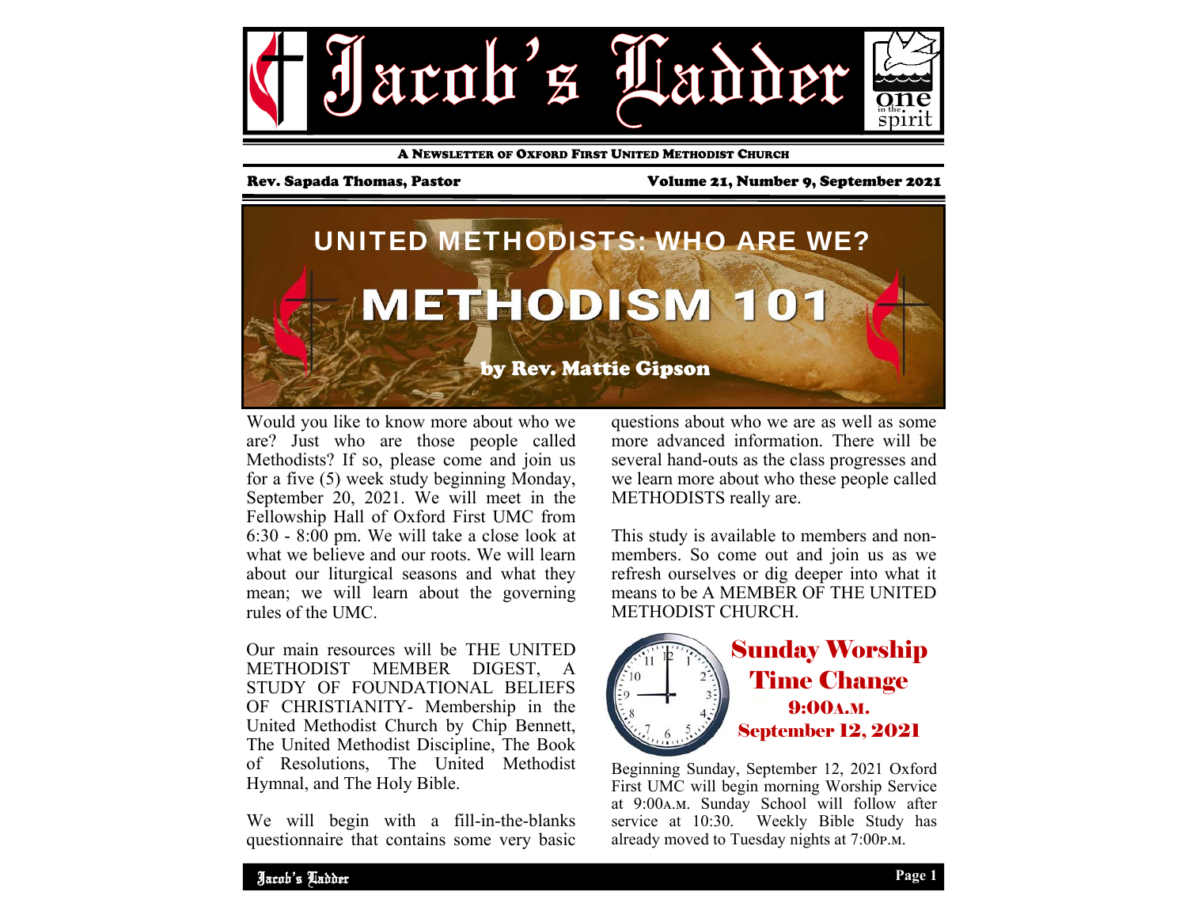# Jacob's Ladder

A NEWSLETTER OF OXFORD FIRST UNITED METHODIST CHURCH

**Rev. Sapada Thomas, Pastor** | **Volume 21, Number 9, September 2021**

## UNITED METHODISTS: WHO ARE WE?

# METHODISM 101

**by Rev. Mattie Gipson**

Would you like to know more about who we are? Just who are those people called Methodists? If so, please come and join us for a five (5) week study beginning Monday, September 20, 2021. We will meet in the Fellowship Hall of Oxford First UMC from 6:30 - 8:00 pm. We will take a close look at what we believe and our roots. We will learn about our liturgical seasons and what they mean; we will learn about the governing rules of the UMC.

Our main resources will be THE UNITED METHODIST MEMBER DIGEST, A STUDY OF FOUNDATIONAL BELIEFS OF CHRISTIANITY- Membership in the United Methodist Church by Chip Bennett, The United Methodist Discipline, The Book of Resolutions, The United Methodist Hymnal, and The Holy Bible.

We will begin with a fill-in-the-blanks questionnaire that contains some very basic questions about who we are as well as some more advanced information. There will be several hand-outs as the class progresses and we learn more about who these people called METHODISTS really are.

This study is available to members and non-members. So come out and join us as we refresh ourselves or dig deeper into what it means to be A MEMBER OF THE UNITED METHODIST CHURCH.

## Sunday Worship Time Change

**9:00A.M.**
**September 12, 2021**

Beginning Sunday, September 12, 2021 Oxford First UMC will begin morning Worship Service at 9:00A.M. Sunday School will follow after service at 10:30. Weekly Bible Study has already moved to Tuesday nights at 7:00P.M.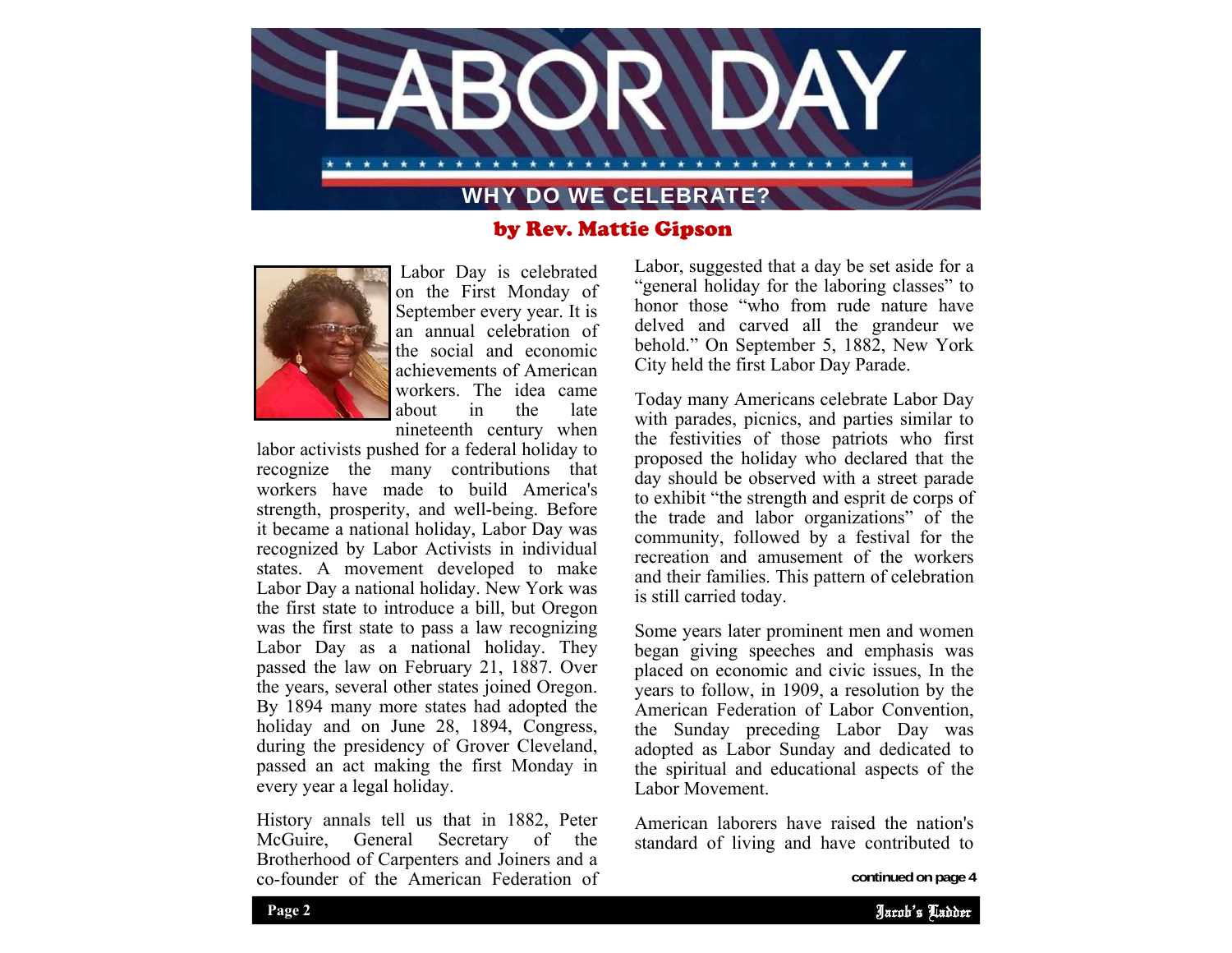# LABOR DAY

## WHY DO WE CELEBRATE?

**by Rev. Mattie Gipson**

Labor Day is celebrated on the First Monday of September every year. It is an annual celebration of the social and economic achievements of American workers. The idea came about in the late nineteenth century when labor activists pushed for a federal holiday to recognize the many contributions that workers have made to build America's strength, prosperity, and well-being. Before it became a national holiday, Labor Day was recognized by Labor Activists in individual states. A movement developed to make Labor Day a national holiday. New York was the first state to introduce a bill, but Oregon was the first state to pass a law recognizing Labor Day as a national holiday. They passed the law on February 21, 1887. Over the years, several other states joined Oregon. By 1894 many more states had adopted the holiday and on June 28, 1894, Congress, during the presidency of Grover Cleveland, passed an act making the first Monday in every year a legal holiday.

History annals tell us that in 1882, Peter McGuire, General Secretary of the Brotherhood of Carpenters and Joiners and a co-founder of the American Federation of Labor, suggested that a day be set aside for a "general holiday for the laboring classes" to honor those "who from rude nature have delved and carved all the grandeur we behold." On September 5, 1882, New York City held the first Labor Day Parade.

Today many Americans celebrate Labor Day with parades, picnics, and parties similar to the festivities of those patriots who first proposed the holiday who declared that the day should be observed with a street parade to exhibit "the strength and esprit de corps of the trade and labor organizations" of the community, followed by a festival for the recreation and amusement of the workers and their families. This pattern of celebration is still carried today.

Some years later prominent men and women began giving speeches and emphasis was placed on economic and civic issues, In the years to follow, in 1909, a resolution by the American Federation of Labor Convention, the Sunday preceding Labor Day was adopted as Labor Sunday and dedicated to the spiritual and educational aspects of the Labor Movement.

American laborers have raised the nation's standard of living and have contributed to

**continued on page 4**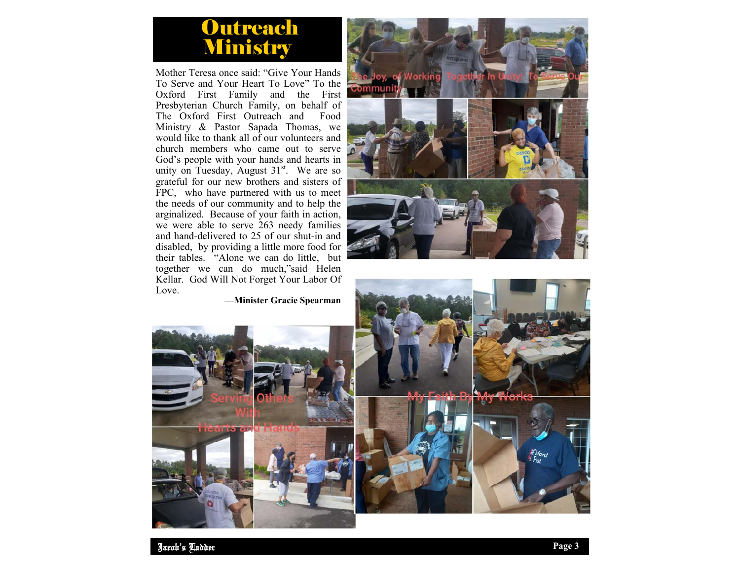# Outreach Ministry

Mother Teresa once said: "Give Your Hands To Serve and Your Heart To Love" To the Oxford First Family and the First Presbyterian Church Family, on behalf of The Oxford First Outreach and Food Ministry & Pastor Sapada Thomas, we would like to thank all of our volunteers and church members who came out to serve God's people with your hands and hearts in unity on Tuesday, August 31st. We are so grateful for our new brothers and sisters of FPC, who have partnered with us to meet the needs of our community and to help the arginalized. Because of your faith in action, we were able to serve 263 needy families and hand-delivered to 25 of our shut-in and disabled, by providing a little more food for their tables. "Alone we can do little, but together we can do much,"said Helen Kellar. God Will Not Forget Your Labor Of Love.

**—Minister Gracie Spearman**

The Joy of Working Together In Unity! To Serve Our Community

Serving Others With Hearts and Hands

My Faith By My Works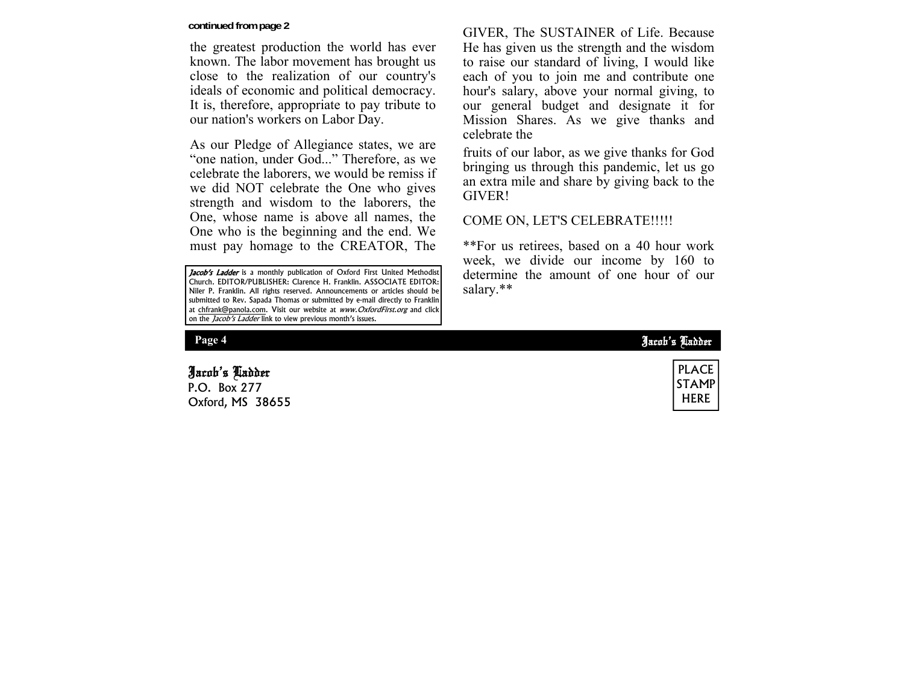continued from page 2

the greatest production the world has ever known. The labor movement has brought us close to the realization of our country's ideals of economic and political democracy. It is, therefore, appropriate to pay tribute to our nation's workers on Labor Day.

As our Pledge of Allegiance states, we are "one nation, under God..." Therefore, as we celebrate the laborers, we would be remiss if we did NOT celebrate the One who gives strength and wisdom to the laborers, the One, whose name is above all names, the One who is the beginning and the end. We must pay homage to the CREATOR, The GIVER, The SUSTAINER of Life. Because He has given us the strength and the wisdom to raise our standard of living, I would like each of you to join me and contribute one hour's salary, above your normal giving, to our general budget and designate it for Mission Shares. As we give thanks and celebrate the fruits of our labor, as we give thanks for God bringing us through this pandemic, let us go an extra mile and share by giving back to the GIVER!

COME ON, LET'S CELEBRATE!!!!!

**For us retirees, based on a 40 hour work week, we divide our income by 160 to determine the amount of one hour of our salary.**

*Jacob's Ladder* is a monthly publication of Oxford First United Methodist Church. EDITOR/PUBLISHER: Clarence H. Franklin. ASSOCIATE EDITOR: Niler P. Franklin. All rights reserved. Announcements or articles should be submitted to Rev. Sapada Thomas or submitted by e-mail directly to Franklin at chfrank@panola.com. Visit our website at *www.OxfordFirst.org* and click on the *Jacob's Ladder* link to view previous month's issues.

Jacob's Ladder
P.O. Box 277
Oxford, MS 38655

PLACE
STAMP
HERE